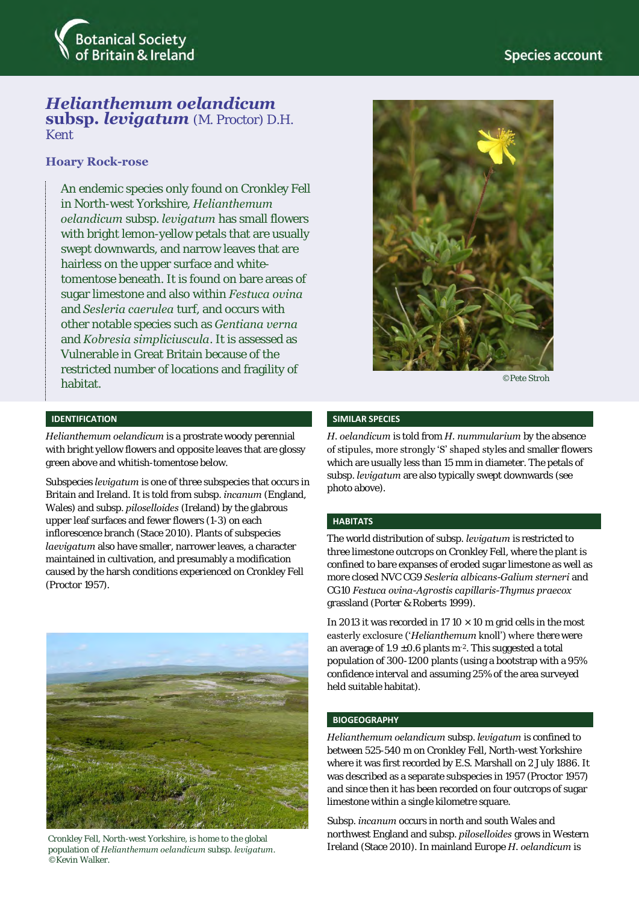Botanical Society of Britain & Ireland

Species account

# *Helianthemum oelandicum* subsp. *levigatum* (M. Proctor) D.H. Kent

## Hoary Rock-rose

An endemic species only found on Cronkley Fell in North-west Yorkshire, *Helianthemum oelandicum* subsp. *levigatum* has small flowers with bright lemon-yellow petals that are usually swept downwards, and narrow leaves that are hairless on the upper surface and white-tomentose beneath. It is found on bare areas of sugar limestone and also within *Festuca ovina* and *Sesleria caerulea* turf, and occurs with other notable species such as *Gentiana verna* and *Kobresia simpliciuscula*. It is assessed as Vulnerable in Great Britain because of the restricted number of locations and fragility of habitat.

©Pete Stroh

### IDENTIFICATION

*Helianthemum oelandicum* is a prostrate woody perennial with bright yellow flowers and opposite leaves that are glossy green above and whitish-tomentose below.

Subspecies *levigatum* is one of three subspecies that occurs in Britain and Ireland. It is told from subsp. *incanum* (England, Wales) and subsp. *piloselloides* (Ireland) by the glabrous upper leaf surfaces and fewer flowers (1-3) on each inflorescence branch (Stace 2010). Plants of subspecies *laevigatum* also have smaller, narrower leaves, a character maintained in cultivation, and presumably a modification caused by the harsh conditions experienced on Cronkley Fell (Proctor 1957).

Cronkley Fell, North-west Yorkshire, is home to the global population of *Helianthemum oelandicum* subsp. *levigatum*. ©Kevin Walker.

### SIMILAR SPECIES

*H. oelandicum* is told from *H. nummularium* by the absence of stipules, more strongly 'S' shaped styles and smaller flowers which are usually less than 15 mm in diameter. The petals of subsp. *levigatum* are also typically swept downwards (see photo above).

### HABITATS

The world distribution of subsp. *levigatum* is restricted to three limestone outcrops on Cronkley Fell, where the plant is confined to bare expanses of eroded sugar limestone as well as more closed NVC CG9 *Sesleria albicans-Galium sterneri* and CG10 *Festuca ovina-Agrostis capillaris-Thymus praecox* grassland (Porter & Roberts 1999).

In 2013 it was recorded in 17 10 × 10 m grid cells in the most easterly exclosure ('*Helianthemum* knoll') where there were an average of 1.9 ±0.6 plants $m^{-2}$. This suggested a total population of 300-1200 plants (using a bootstrap with a 95% confidence interval and assuming 25% of the area surveyed held suitable habitat).

### BIOGEOGRAPHY

*Helianthemum oelandicum* subsp. *levigatum* is confined to between 525-540 m on Cronkley Fell, North-west Yorkshire where it was first recorded by E.S. Marshall on 2 July 1886. It was described as a separate subspecies in 1957 (Proctor 1957) and since then it has been recorded on four outcrops of sugar limestone within a single kilometre square.

Subsp. *incanum* occurs in north and south Wales and northwest England and subsp. *piloselloides* grows in Western Ireland (Stace 2010). In mainland Europe *H. oelandicum* is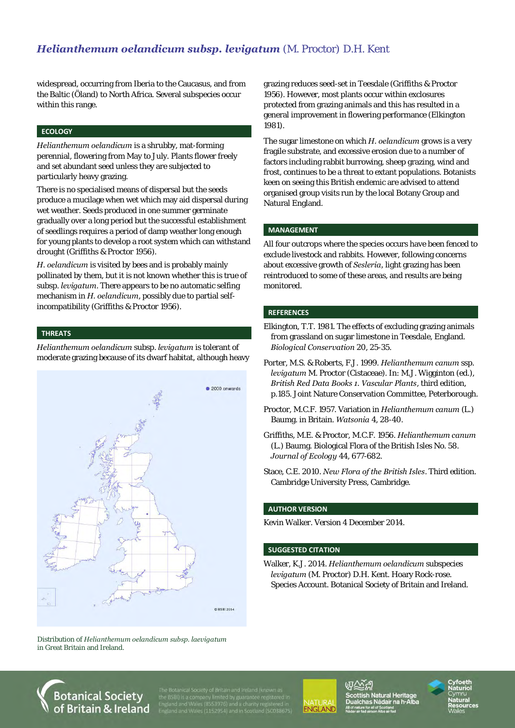# *Helianthemum oelandicum subsp. levigatum* (M. Proctor) D.H. Kent

widespread, occurring from Iberia to the Caucasus, and from the Baltic (Öland) to North Africa. Several subspecies occur within this range.

## ECOLOGY

*Helianthemum oelandicum* is a shrubby, mat-forming perennial, flowering from May to July. Plants flower freely and set abundant seed unless they are subjected to particularly heavy grazing.

There is no specialised means of dispersal but the seeds produce a mucilage when wet which may aid dispersal during wet weather. Seeds produced in one summer germinate gradually over a long period but the successful establishment of seedlings requires a period of damp weather long enough for young plants to develop a root system which can withstand drought (Griffiths & Proctor 1956).

*H. oelandicum* is visited by bees and is probably mainly pollinated by them, but it is not known whether this is true of subsp. *levigatum*. There appears to be no automatic selfing mechanism in *H. oelandicum*, possibly due to partial self-incompatibility (Griffiths & Proctor 1956).

## THREATS

*Helianthemum oelandicum* subsp. *levigatum* is tolerant of moderate grazing because of its dwarf habitat, although heavy grazing reduces seed-set in Teesdale (Griffiths & Proctor 1956). However, most plants occur within exclosures protected from grazing animals and this has resulted in a general improvement in flowering performance (Elkington 1981).

The sugar limestone on which *H. oelandicum* grows is a very fragile substrate, and excessive erosion due to a number of factors including rabbit burrowing, sheep grazing, wind and frost, continues to be a threat to extant populations. Botanists keen on seeing this British endemic are advised to attend organised group visits run by the local Botany Group and Natural England.

2000 onwards

© BSBI 2014

Distribution of *Helianthemum oelandicum subsp. laevigatum* in Great Britain and Ireland.

## MANAGEMENT

All four outcrops where the species occurs have been fenced to exclude livestock and rabbits. However, following concerns about excessive growth of *Sesleria*, light grazing has been reintroduced to some of these areas, and results are being monitored.

## REFERENCES

Elkington, T.T. 1981. The effects of excluding grazing animals from grassland on sugar limestone in Teesdale, England. *Biological Conservation* 20, 25-35.

Porter, M.S. & Roberts, F.J. 1999. *Helianthemum canum* ssp. *levigatum* M. Proctor (Cistaceae). In: M.J. Wigginton (ed.), *British Red Data Books 1. Vascular Plants*, third edition, p.185. Joint Nature Conservation Committee, Peterborough.

Proctor, M.C.F. 1957. Variation in *Helianthemum canum* (L.) Baumg. in Britain. *Watsonia* 4, 28-40.

Griffiths, M.E. & Proctor, M.C.F. 1956. *Helianthemum canum* (L.) Baumg. Biological Flora of the British Isles No. 58. *Journal of Ecology* 44, 677-682.

Stace, C.E. 2010. *New Flora of the British Isles*. Third edition. Cambridge University Press, Cambridge.

## AUTHOR VERSION

Kevin Walker. Version 4 December 2014.

## SUGGESTED CITATION

Walker, K.J. 2014. *Helianthemum oelandicum* subspecies *levigatum* (M. Proctor) D.H. Kent. Hoary Rock-rose. Species Account. Botanical Society of Britain and Ireland.

Botanical Society of Britain & Ireland

The Botanical Society of Britain and Ireland (known as the BSBI) is a company limited by guarantee registered in England and Wales (8553976) and a charity registered in England and Wales (1152954) and in Scotland (SC038675)